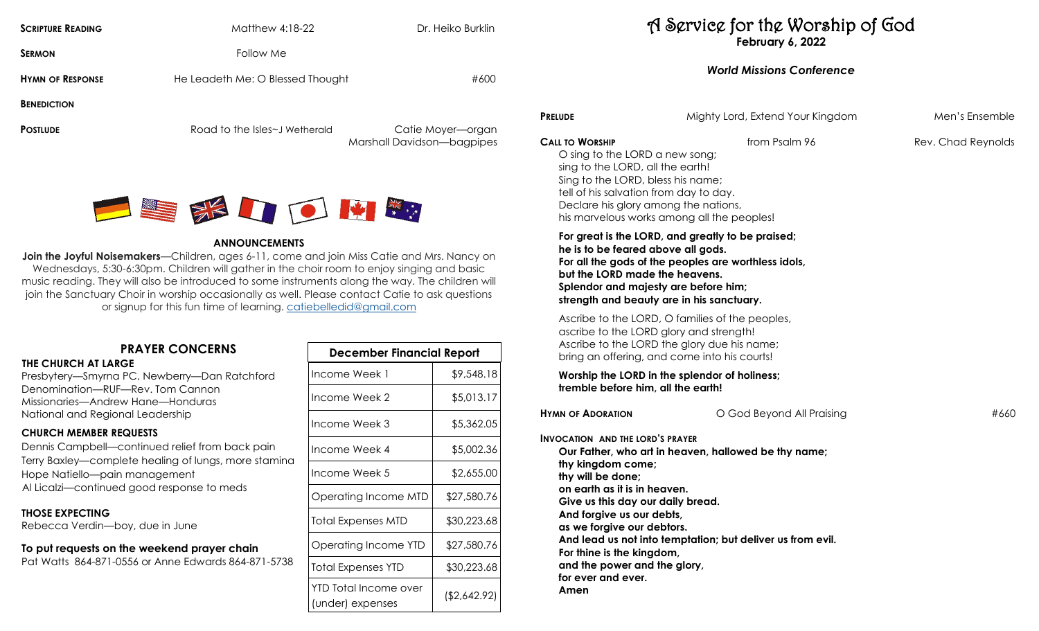**SCRIPTURE READING** Matthew 4:18-22 Dr. Heiko Burklin

**SERMON** Follow Me

**HYMN OF RESPONSE** He Leadeth Me: O Blessed Thought #600

**BENEDICTION**

**POSTLUDE** Road to the Isles~J Wetherald Catie Moyer—organ
Marshall Davidson—bagpipes

## ANNOUNCEMENTS

**Join the Joyful Noisemakers**—Children, ages 6-11, come and join Miss Catie and Mrs. Nancy on Wednesdays, 5:30-6:30pm. Children will gather in the choir room to enjoy singing and basic music reading. They will also be introduced to some instruments along the way. The children will join the Sanctuary Choir in worship occasionally as well. Please contact Catie to ask questions or signup for this fun time of learning. catiebelledid@gmail.com

## PRAYER CONCERNS

**THE CHURCH AT LARGE**
Presbytery—Smyrna PC, Newberry—Dan Ratchford
Denomination—RUF—Rev. Tom Cannon
Missionaries—Andrew Hane—Honduras
National and Regional Leadership

**CHURCH MEMBER REQUESTS**
Dennis Campbell—continued relief from back pain
Terry Baxley—complete healing of lungs, more stamina
Hope Natiello—pain management
Al Licalzi—continued good response to meds

**THOSE EXPECTING**
Rebecca Verdin—boy, due in June

**To put requests on the weekend prayer chain**
Pat Watts 864-871-0556 or Anne Edwards 864-871-5738

| December Financial Report | |
|---|---|
| Income Week 1 | $9,548.18 |
| Income Week 2 | $5,013.17 |
| Income Week 3 | $5,362.05 |
| Income Week 4 | $5,002.36 |
| Income Week 5 | $2,655.00 |
| Operating Income MTD | $27,580.76 |
| Total Expenses MTD | $30,223.68 |
| Operating Income YTD | $27,580.76 |
| Total Expenses YTD | $30,223.68 |
| YTD Total Income over (under) expenses | ($2,642.92) |

# A Service for the Worship of God

**February 6, 2022**

***World Missions Conference***

**PRELUDE** Mighty Lord, Extend Your Kingdom Men's Ensemble

**CALL TO WORSHIP** from Psalm 96 Rev. Chad Reynolds

O sing to the LORD a new song;
sing to the LORD, all the earth!
Sing to the LORD, bless his name;
tell of his salvation from day to day.
Declare his glory among the nations,
his marvelous works among all the peoples!

**For great is the LORD, and greatly to be praised;**
**he is to be feared above all gods.**
**For all the gods of the peoples are worthless idols,**
**but the LORD made the heavens.**
**Splendor and majesty are before him;**
**strength and beauty are in his sanctuary.**

Ascribe to the LORD, O families of the peoples,
ascribe to the LORD glory and strength!
Ascribe to the LORD the glory due his name;
bring an offering, and come into his courts!

**Worship the LORD in the splendor of holiness;**
**tremble before him, all the earth!**

**HYMN OF ADORATION** O God Beyond All Praising #660

**INVOCATION AND THE LORD'S PRAYER**

**Our Father, who art in heaven, hallowed be thy name;**
**thy kingdom come;**
**thy will be done;**
**on earth as it is in heaven.**
**Give us this day our daily bread.**
**And forgive us our debts,**
**as we forgive our debtors.**
**And lead us not into temptation; but deliver us from evil.**
**For thine is the kingdom,**
**and the power and the glory,**
**for ever and ever.**
**Amen**